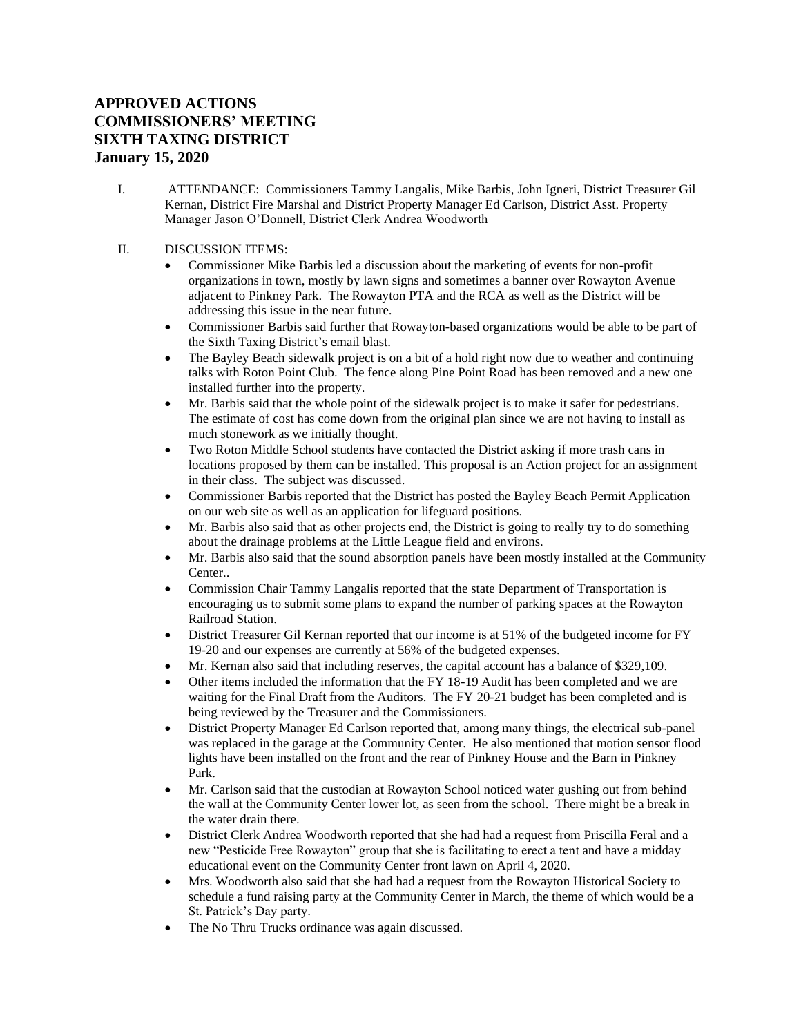# APPROVED ACTIONS
# COMMISSIONERS' MEETING
# SIXTH TAXING DISTRICT
# January 15, 2020

I. ATTENDANCE: Commissioners Tammy Langalis, Mike Barbis, John Igneri, District Treasurer Gil Kernan, District Fire Marshal and District Property Manager Ed Carlson, District Asst. Property Manager Jason O'Donnell, District Clerk Andrea Woodworth

II. DISCUSSION ITEMS:

- Commissioner Mike Barbis led a discussion about the marketing of events for non-profit organizations in town, mostly by lawn signs and sometimes a banner over Rowayton Avenue adjacent to Pinkney Park. The Rowayton PTA and the RCA as well as the District will be addressing this issue in the near future.
- Commissioner Barbis said further that Rowayton-based organizations would be able to be part of the Sixth Taxing District's email blast.
- The Bayley Beach sidewalk project is on a bit of a hold right now due to weather and continuing talks with Roton Point Club. The fence along Pine Point Road has been removed and a new one installed further into the property.
- Mr. Barbis said that the whole point of the sidewalk project is to make it safer for pedestrians. The estimate of cost has come down from the original plan since we are not having to install as much stonework as we initially thought.
- Two Roton Middle School students have contacted the District asking if more trash cans in locations proposed by them can be installed. This proposal is an Action project for an assignment in their class. The subject was discussed.
- Commissioner Barbis reported that the District has posted the Bayley Beach Permit Application on our web site as well as an application for lifeguard positions.
- Mr. Barbis also said that as other projects end, the District is going to really try to do something about the drainage problems at the Little League field and environs.
- Mr. Barbis also said that the sound absorption panels have been mostly installed at the Community Center..
- Commission Chair Tammy Langalis reported that the state Department of Transportation is encouraging us to submit some plans to expand the number of parking spaces at the Rowayton Railroad Station.
- District Treasurer Gil Kernan reported that our income is at 51% of the budgeted income for FY 19-20 and our expenses are currently at 56% of the budgeted expenses.
- Mr. Kernan also said that including reserves, the capital account has a balance of $329,109.
- Other items included the information that the FY 18-19 Audit has been completed and we are waiting for the Final Draft from the Auditors. The FY 20-21 budget has been completed and is being reviewed by the Treasurer and the Commissioners.
- District Property Manager Ed Carlson reported that, among many things, the electrical sub-panel was replaced in the garage at the Community Center. He also mentioned that motion sensor flood lights have been installed on the front and the rear of Pinkney House and the Barn in Pinkney Park.
- Mr. Carlson said that the custodian at Rowayton School noticed water gushing out from behind the wall at the Community Center lower lot, as seen from the school. There might be a break in the water drain there.
- District Clerk Andrea Woodworth reported that she had had a request from Priscilla Feral and a new "Pesticide Free Rowayton" group that she is facilitating to erect a tent and have a midday educational event on the Community Center front lawn on April 4, 2020.
- Mrs. Woodworth also said that she had had a request from the Rowayton Historical Society to schedule a fund raising party at the Community Center in March, the theme of which would be a St. Patrick's Day party.
- The No Thru Trucks ordinance was again discussed.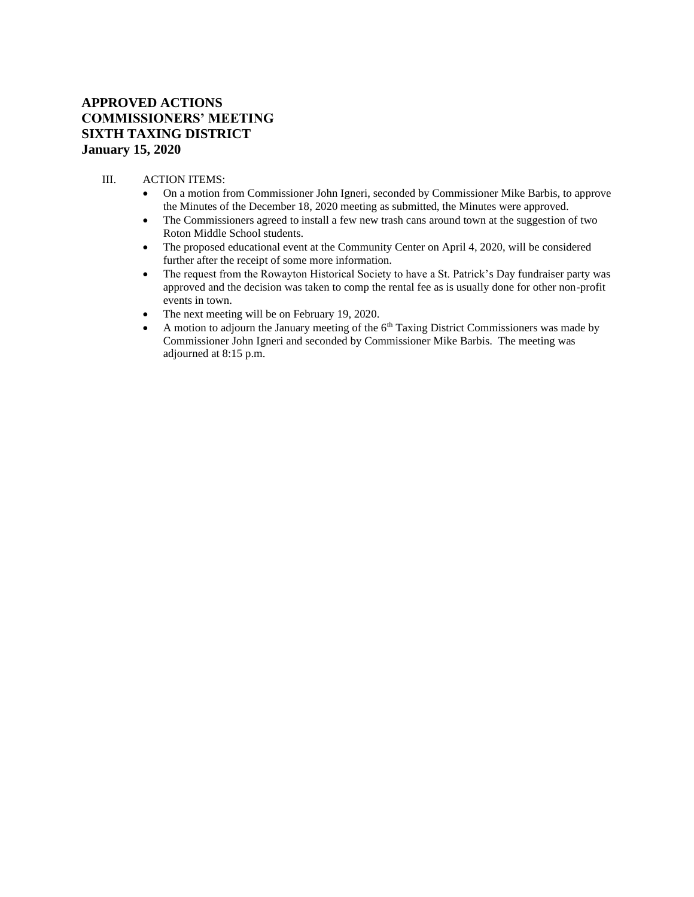**APPROVED ACTIONS**
**COMMISSIONERS' MEETING**
**SIXTH TAXING DISTRICT**
**January 15, 2020**

III. ACTION ITEMS:

- On a motion from Commissioner John Igneri, seconded by Commissioner Mike Barbis, to approve the Minutes of the December 18, 2020 meeting as submitted, the Minutes were approved.
- The Commissioners agreed to install a few new trash cans around town at the suggestion of two Roton Middle School students.
- The proposed educational event at the Community Center on April 4, 2020, will be considered further after the receipt of some more information.
- The request from the Rowayton Historical Society to have a St. Patrick's Day fundraiser party was approved and the decision was taken to comp the rental fee as is usually done for other non-profit events in town.
- The next meeting will be on February 19, 2020.
- A motion to adjourn the January meeting of the 6th Taxing District Commissioners was made by Commissioner John Igneri and seconded by Commissioner Mike Barbis. The meeting was adjourned at 8:15 p.m.